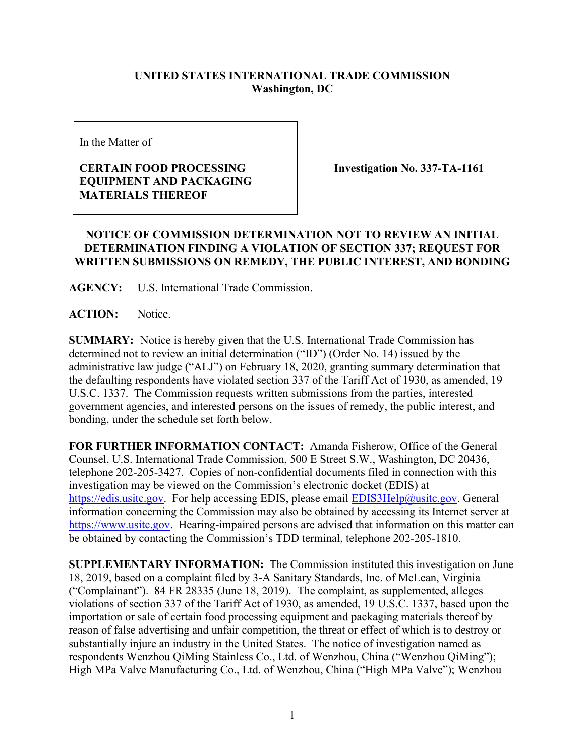**UNITED STATES INTERNATIONAL TRADE COMMISSION**
**Washington, DC**

In the Matter of

**CERTAIN FOOD PROCESSING EQUIPMENT AND PACKAGING MATERIALS THEREOF**

**Investigation No. 337-TA-1161**

**NOTICE OF COMMISSION DETERMINATION NOT TO REVIEW AN INITIAL DETERMINATION FINDING A VIOLATION OF SECTION 337; REQUEST FOR WRITTEN SUBMISSIONS ON REMEDY, THE PUBLIC INTEREST, AND BONDING**

**AGENCY:** U.S. International Trade Commission.

**ACTION:** Notice.

**SUMMARY:** Notice is hereby given that the U.S. International Trade Commission has determined not to review an initial determination ("ID") (Order No. 14) issued by the administrative law judge ("ALJ") on February 18, 2020, granting summary determination that the defaulting respondents have violated section 337 of the Tariff Act of 1930, as amended, 19 U.S.C. 1337. The Commission requests written submissions from the parties, interested government agencies, and interested persons on the issues of remedy, the public interest, and bonding, under the schedule set forth below.

**FOR FURTHER INFORMATION CONTACT:** Amanda Fisherow, Office of the General Counsel, U.S. International Trade Commission, 500 E Street S.W., Washington, DC 20436, telephone 202-205-3427. Copies of non-confidential documents filed in connection with this investigation may be viewed on the Commission's electronic docket (EDIS) at https://edis.usitc.gov. For help accessing EDIS, please email EDIS3Help@usitc.gov. General information concerning the Commission may also be obtained by accessing its Internet server at https://www.usitc.gov. Hearing-impaired persons are advised that information on this matter can be obtained by contacting the Commission's TDD terminal, telephone 202-205-1810.

**SUPPLEMENTARY INFORMATION:** The Commission instituted this investigation on June 18, 2019, based on a complaint filed by 3-A Sanitary Standards, Inc. of McLean, Virginia ("Complainant"). 84 FR 28335 (June 18, 2019). The complaint, as supplemented, alleges violations of section 337 of the Tariff Act of 1930, as amended, 19 U.S.C. 1337, based upon the importation or sale of certain food processing equipment and packaging materials thereof by reason of false advertising and unfair competition, the threat or effect of which is to destroy or substantially injure an industry in the United States. The notice of investigation named as respondents Wenzhou QiMing Stainless Co., Ltd. of Wenzhou, China ("Wenzhou QiMing"); High MPa Valve Manufacturing Co., Ltd. of Wenzhou, China ("High MPa Valve"); Wenzhou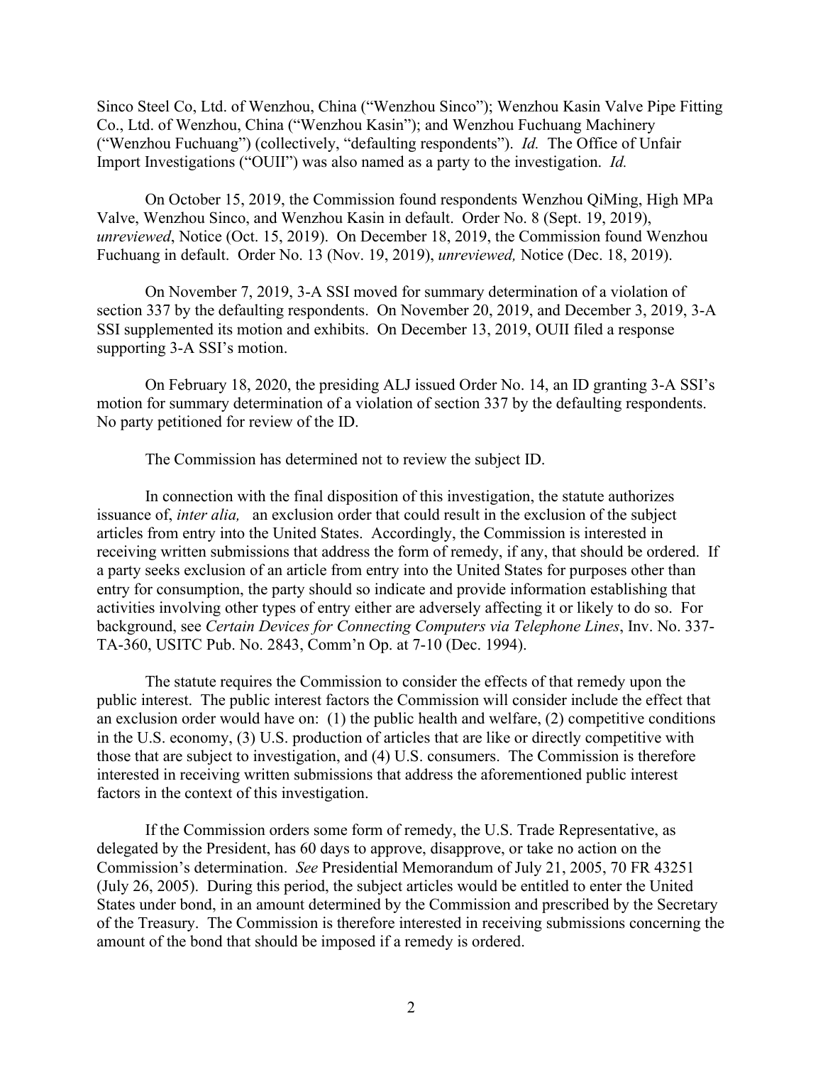Sinco Steel Co, Ltd. of Wenzhou, China ("Wenzhou Sinco"); Wenzhou Kasin Valve Pipe Fitting Co., Ltd. of Wenzhou, China ("Wenzhou Kasin"); and Wenzhou Fuchuang Machinery ("Wenzhou Fuchuang") (collectively, "defaulting respondents"). *Id.* The Office of Unfair Import Investigations ("OUII") was also named as a party to the investigation. *Id.*

On October 15, 2019, the Commission found respondents Wenzhou QiMing, High MPa Valve, Wenzhou Sinco, and Wenzhou Kasin in default. Order No. 8 (Sept. 19, 2019), *unreviewed*, Notice (Oct. 15, 2019). On December 18, 2019, the Commission found Wenzhou Fuchuang in default. Order No. 13 (Nov. 19, 2019), *unreviewed,* Notice (Dec. 18, 2019).

On November 7, 2019, 3-A SSI moved for summary determination of a violation of section 337 by the defaulting respondents. On November 20, 2019, and December 3, 2019, 3-A SSI supplemented its motion and exhibits. On December 13, 2019, OUII filed a response supporting 3-A SSI's motion.

On February 18, 2020, the presiding ALJ issued Order No. 14, an ID granting 3-A SSI's motion for summary determination of a violation of section 337 by the defaulting respondents. No party petitioned for review of the ID.

The Commission has determined not to review the subject ID.

In connection with the final disposition of this investigation, the statute authorizes issuance of, *inter alia,* an exclusion order that could result in the exclusion of the subject articles from entry into the United States. Accordingly, the Commission is interested in receiving written submissions that address the form of remedy, if any, that should be ordered. If a party seeks exclusion of an article from entry into the United States for purposes other than entry for consumption, the party should so indicate and provide information establishing that activities involving other types of entry either are adversely affecting it or likely to do so. For background, see *Certain Devices for Connecting Computers via Telephone Lines*, Inv. No. 337-TA-360, USITC Pub. No. 2843, Comm'n Op. at 7-10 (Dec. 1994).

The statute requires the Commission to consider the effects of that remedy upon the public interest. The public interest factors the Commission will consider include the effect that an exclusion order would have on: (1) the public health and welfare, (2) competitive conditions in the U.S. economy, (3) U.S. production of articles that are like or directly competitive with those that are subject to investigation, and (4) U.S. consumers. The Commission is therefore interested in receiving written submissions that address the aforementioned public interest factors in the context of this investigation.

If the Commission orders some form of remedy, the U.S. Trade Representative, as delegated by the President, has 60 days to approve, disapprove, or take no action on the Commission's determination. *See* Presidential Memorandum of July 21, 2005, 70 FR 43251 (July 26, 2005). During this period, the subject articles would be entitled to enter the United States under bond, in an amount determined by the Commission and prescribed by the Secretary of the Treasury. The Commission is therefore interested in receiving submissions concerning the amount of the bond that should be imposed if a remedy is ordered.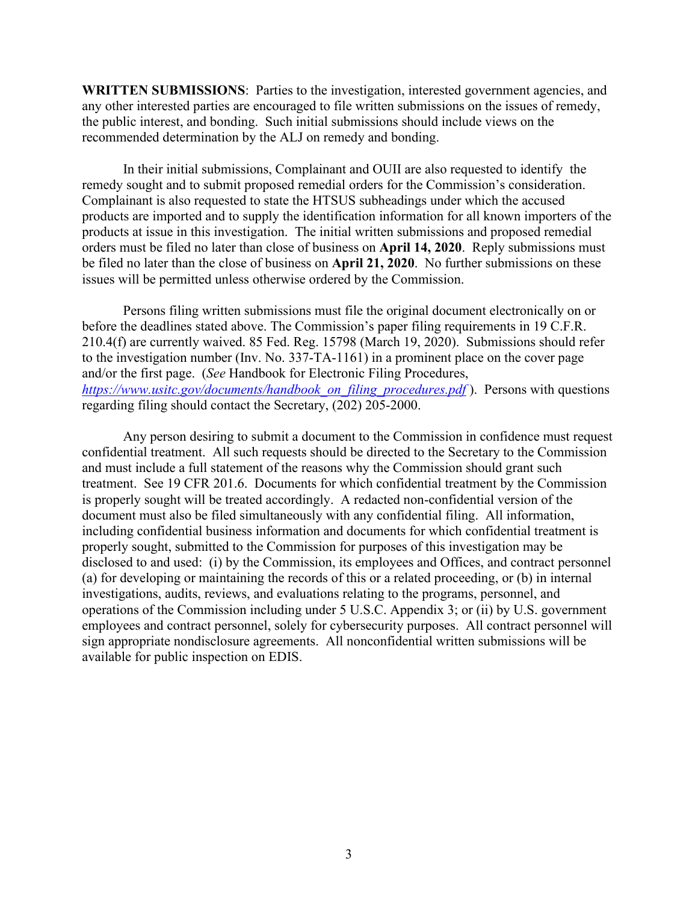**WRITTEN SUBMISSIONS**: Parties to the investigation, interested government agencies, and any other interested parties are encouraged to file written submissions on the issues of remedy, the public interest, and bonding. Such initial submissions should include views on the recommended determination by the ALJ on remedy and bonding.

In their initial submissions, Complainant and OUII are also requested to identify the remedy sought and to submit proposed remedial orders for the Commission's consideration. Complainant is also requested to state the HTSUS subheadings under which the accused products are imported and to supply the identification information for all known importers of the products at issue in this investigation. The initial written submissions and proposed remedial orders must be filed no later than close of business on **April 14, 2020**. Reply submissions must be filed no later than the close of business on **April 21, 2020**. No further submissions on these issues will be permitted unless otherwise ordered by the Commission.

Persons filing written submissions must file the original document electronically on or before the deadlines stated above. The Commission's paper filing requirements in 19 C.F.R. 210.4(f) are currently waived. 85 Fed. Reg. 15798 (March 19, 2020). Submissions should refer to the investigation number (Inv. No. 337-TA-1161) in a prominent place on the cover page and/or the first page. (*See* Handbook for Electronic Filing Procedures, *https://www.usitc.gov/documents/handbook_on_filing_procedures.pdf* ). Persons with questions regarding filing should contact the Secretary, (202) 205-2000.

Any person desiring to submit a document to the Commission in confidence must request confidential treatment. All such requests should be directed to the Secretary to the Commission and must include a full statement of the reasons why the Commission should grant such treatment. See 19 CFR 201.6. Documents for which confidential treatment by the Commission is properly sought will be treated accordingly. A redacted non-confidential version of the document must also be filed simultaneously with any confidential filing. All information, including confidential business information and documents for which confidential treatment is properly sought, submitted to the Commission for purposes of this investigation may be disclosed to and used: (i) by the Commission, its employees and Offices, and contract personnel (a) for developing or maintaining the records of this or a related proceeding, or (b) in internal investigations, audits, reviews, and evaluations relating to the programs, personnel, and operations of the Commission including under 5 U.S.C. Appendix 3; or (ii) by U.S. government employees and contract personnel, solely for cybersecurity purposes. All contract personnel will sign appropriate nondisclosure agreements. All nonconfidential written submissions will be available for public inspection on EDIS.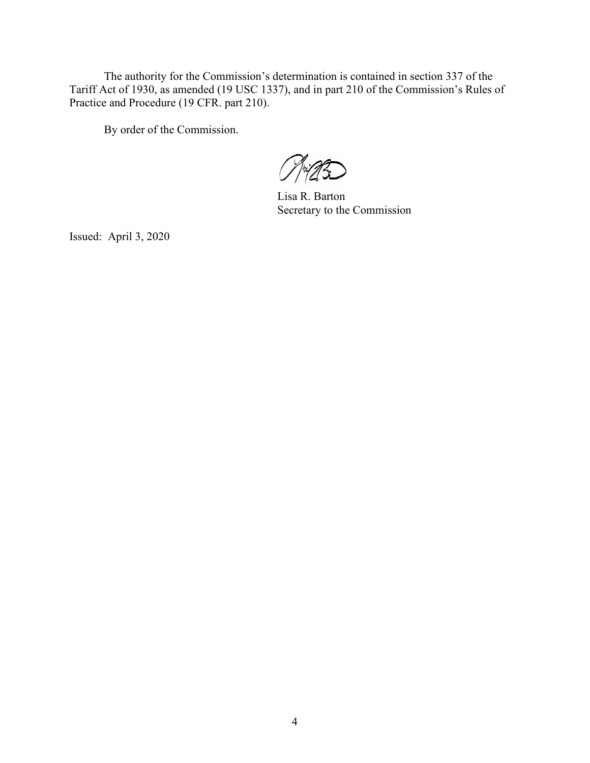The authority for the Commission's determination is contained in section 337 of the Tariff Act of 1930, as amended (19 USC 1337), and in part 210 of the Commission's Rules of Practice and Procedure (19 CFR. part 210).

By order of the Commission.

Lisa R. Barton
Secretary to the Commission

Issued: April 3, 2020